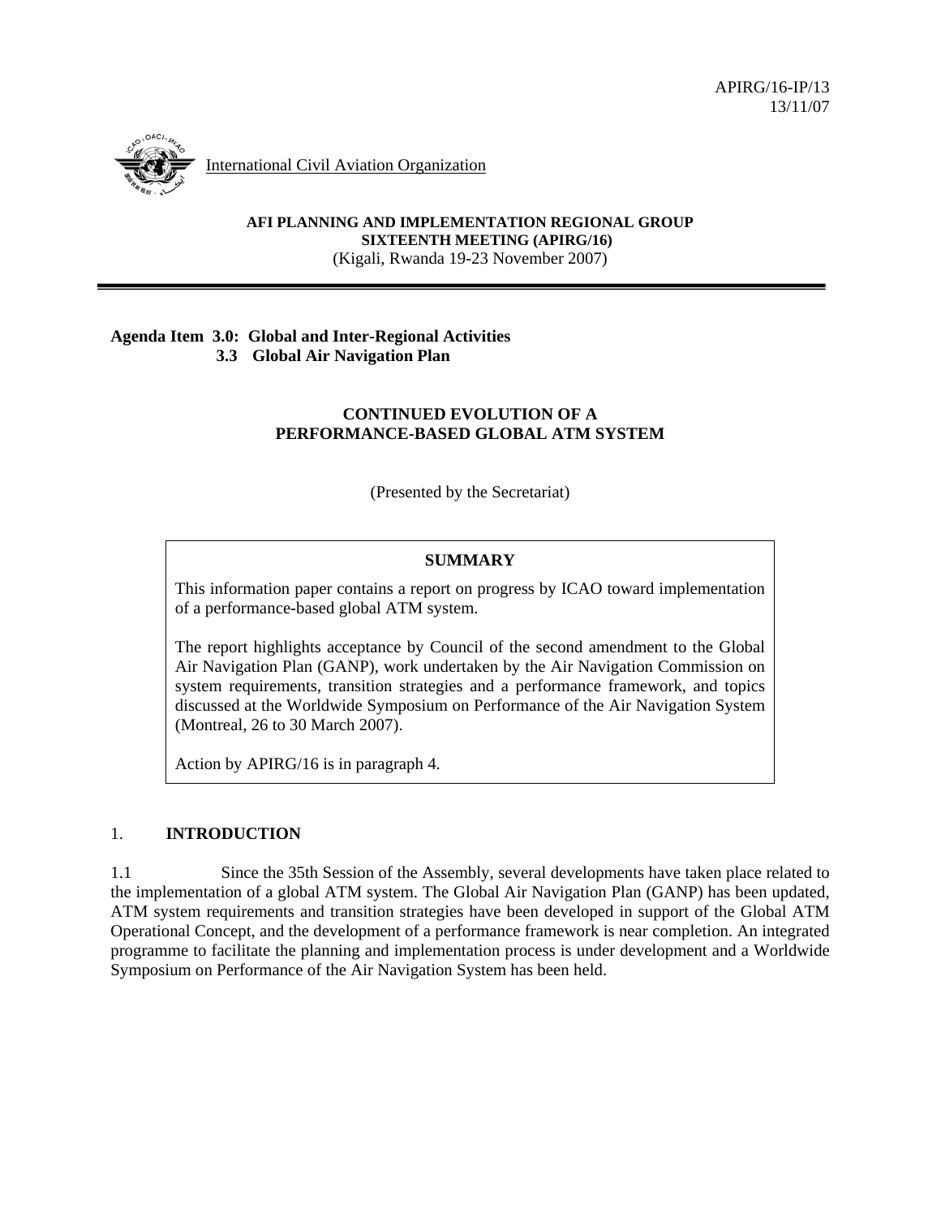APIRG/16-IP/13
13/11/07

International Civil Aviation Organization

**AFI PLANNING AND IMPLEMENTATION REGIONAL GROUP**
**SIXTEENTH MEETING (APIRG/16)**
(Kigali, Rwanda 19-23 November 2007)

---

**Agenda Item 3.0: Global and Inter-Regional Activities**
**3.3 Global Air Navigation Plan**

## CONTINUED EVOLUTION OF A PERFORMANCE-BASED GLOBAL ATM SYSTEM

(Presented by the Secretariat)

> **SUMMARY**
>
> This information paper contains a report on progress by ICAO toward implementation of a performance-based global ATM system.
>
> The report highlights acceptance by Council of the second amendment to the Global Air Navigation Plan (GANP), work undertaken by the Air Navigation Commission on system requirements, transition strategies and a performance framework, and topics discussed at the Worldwide Symposium on Performance of the Air Navigation System (Montreal, 26 to 30 March 2007).
>
> Action by APIRG/16 is in paragraph 4.

## 1. INTRODUCTION

1.1 Since the 35th Session of the Assembly, several developments have taken place related to the implementation of a global ATM system. The Global Air Navigation Plan (GANP) has been updated, ATM system requirements and transition strategies have been developed in support of the Global ATM Operational Concept, and the development of a performance framework is near completion. An integrated programme to facilitate the planning and implementation process is under development and a Worldwide Symposium on Performance of the Air Navigation System has been held.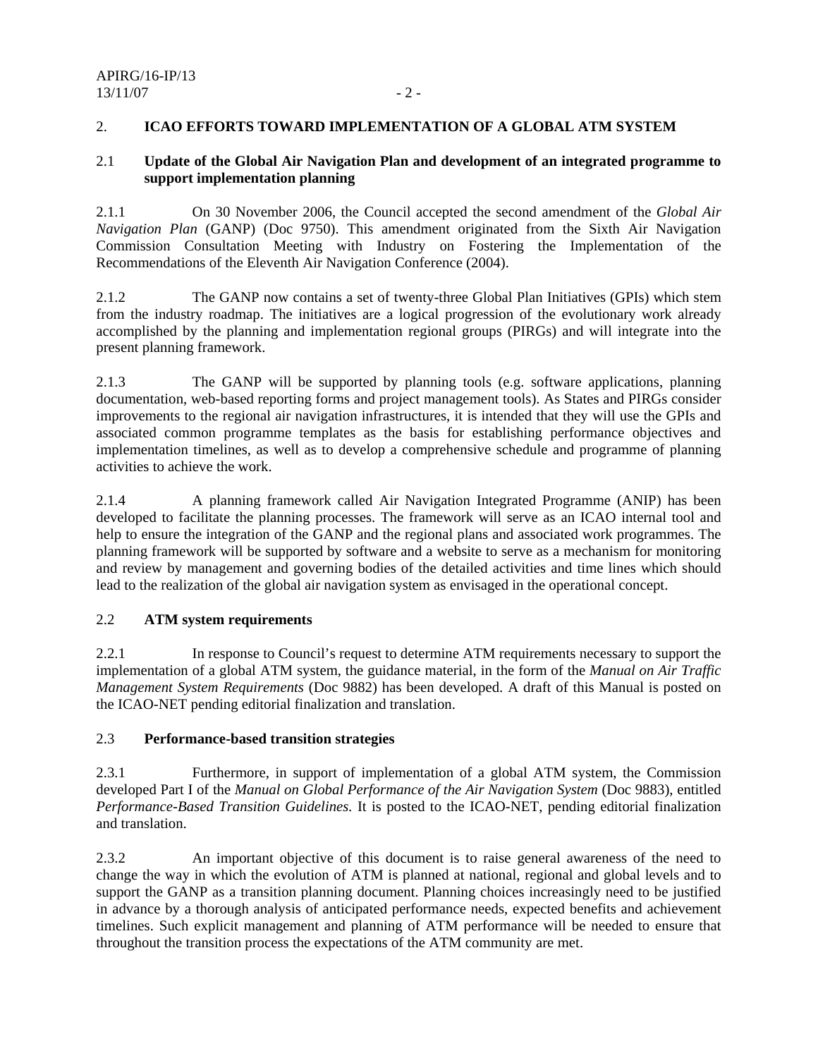## 2. ICAO EFFORTS TOWARD IMPLEMENTATION OF A GLOBAL ATM SYSTEM

### 2.1 Update of the Global Air Navigation Plan and development of an integrated programme to support implementation planning

2.1.1 On 30 November 2006, the Council accepted the second amendment of the *Global Air Navigation Plan* (GANP) (Doc 9750). This amendment originated from the Sixth Air Navigation Commission Consultation Meeting with Industry on Fostering the Implementation of the Recommendations of the Eleventh Air Navigation Conference (2004).

2.1.2 The GANP now contains a set of twenty-three Global Plan Initiatives (GPIs) which stem from the industry roadmap. The initiatives are a logical progression of the evolutionary work already accomplished by the planning and implementation regional groups (PIRGs) and will integrate into the present planning framework.

2.1.3 The GANP will be supported by planning tools (e.g. software applications, planning documentation, web-based reporting forms and project management tools). As States and PIRGs consider improvements to the regional air navigation infrastructures, it is intended that they will use the GPIs and associated common programme templates as the basis for establishing performance objectives and implementation timelines, as well as to develop a comprehensive schedule and programme of planning activities to achieve the work.

2.1.4 A planning framework called Air Navigation Integrated Programme (ANIP) has been developed to facilitate the planning processes. The framework will serve as an ICAO internal tool and help to ensure the integration of the GANP and the regional plans and associated work programmes. The planning framework will be supported by software and a website to serve as a mechanism for monitoring and review by management and governing bodies of the detailed activities and time lines which should lead to the realization of the global air navigation system as envisaged in the operational concept.

### 2.2 ATM system requirements

2.2.1 In response to Council's request to determine ATM requirements necessary to support the implementation of a global ATM system, the guidance material, in the form of the *Manual on Air Traffic Management System Requirements* (Doc 9882) has been developed. A draft of this Manual is posted on the ICAO-NET pending editorial finalization and translation.

### 2.3 Performance-based transition strategies

2.3.1 Furthermore, in support of implementation of a global ATM system, the Commission developed Part I of the *Manual on Global Performance of the Air Navigation System* (Doc 9883), entitled *Performance-Based Transition Guidelines.* It is posted to the ICAO-NET, pending editorial finalization and translation.

2.3.2 An important objective of this document is to raise general awareness of the need to change the way in which the evolution of ATM is planned at national, regional and global levels and to support the GANP as a transition planning document. Planning choices increasingly need to be justified in advance by a thorough analysis of anticipated performance needs, expected benefits and achievement timelines. Such explicit management and planning of ATM performance will be needed to ensure that throughout the transition process the expectations of the ATM community are met.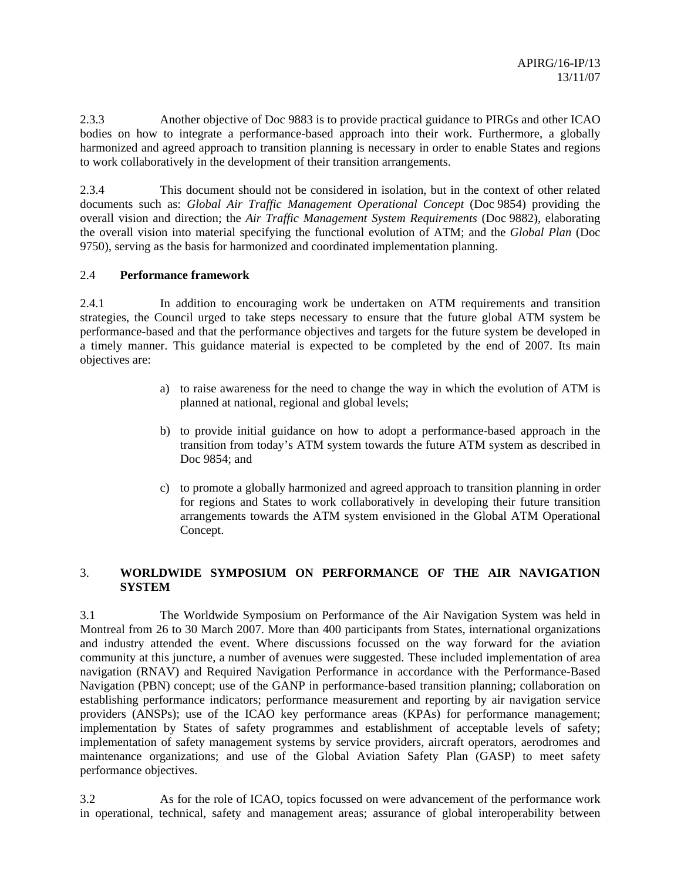2.3.3 Another objective of Doc 9883 is to provide practical guidance to PIRGs and other ICAO bodies on how to integrate a performance-based approach into their work. Furthermore, a globally harmonized and agreed approach to transition planning is necessary in order to enable States and regions to work collaboratively in the development of their transition arrangements.

2.3.4 This document should not be considered in isolation, but in the context of other related documents such as: *Global Air Traffic Management Operational Concept* (Doc 9854) providing the overall vision and direction; the *Air Traffic Management System Requirements* (Doc 9882), elaborating the overall vision into material specifying the functional evolution of ATM; and the *Global Plan* (Doc 9750), serving as the basis for harmonized and coordinated implementation planning.

## 2.4 Performance framework

2.4.1 In addition to encouraging work be undertaken on ATM requirements and transition strategies, the Council urged to take steps necessary to ensure that the future global ATM system be performance-based and that the performance objectives and targets for the future system be developed in a timely manner. This guidance material is expected to be completed by the end of 2007. Its main objectives are:

a) to raise awareness for the need to change the way in which the evolution of ATM is planned at national, regional and global levels;

b) to provide initial guidance on how to adopt a performance-based approach in the transition from today's ATM system towards the future ATM system as described in Doc 9854; and

c) to promote a globally harmonized and agreed approach to transition planning in order for regions and States to work collaboratively in developing their future transition arrangements towards the ATM system envisioned in the Global ATM Operational Concept.

# 3. WORLDWIDE SYMPOSIUM ON PERFORMANCE OF THE AIR NAVIGATION SYSTEM

3.1 The Worldwide Symposium on Performance of the Air Navigation System was held in Montreal from 26 to 30 March 2007. More than 400 participants from States, international organizations and industry attended the event. Where discussions focussed on the way forward for the aviation community at this juncture, a number of avenues were suggested. These included implementation of area navigation (RNAV) and Required Navigation Performance in accordance with the Performance-Based Navigation (PBN) concept; use of the GANP in performance-based transition planning; collaboration on establishing performance indicators; performance measurement and reporting by air navigation service providers (ANSPs); use of the ICAO key performance areas (KPAs) for performance management; implementation by States of safety programmes and establishment of acceptable levels of safety; implementation of safety management systems by service providers, aircraft operators, aerodromes and maintenance organizations; and use of the Global Aviation Safety Plan (GASP) to meet safety performance objectives.

3.2 As for the role of ICAO, topics focussed on were advancement of the performance work in operational, technical, safety and management areas; assurance of global interoperability between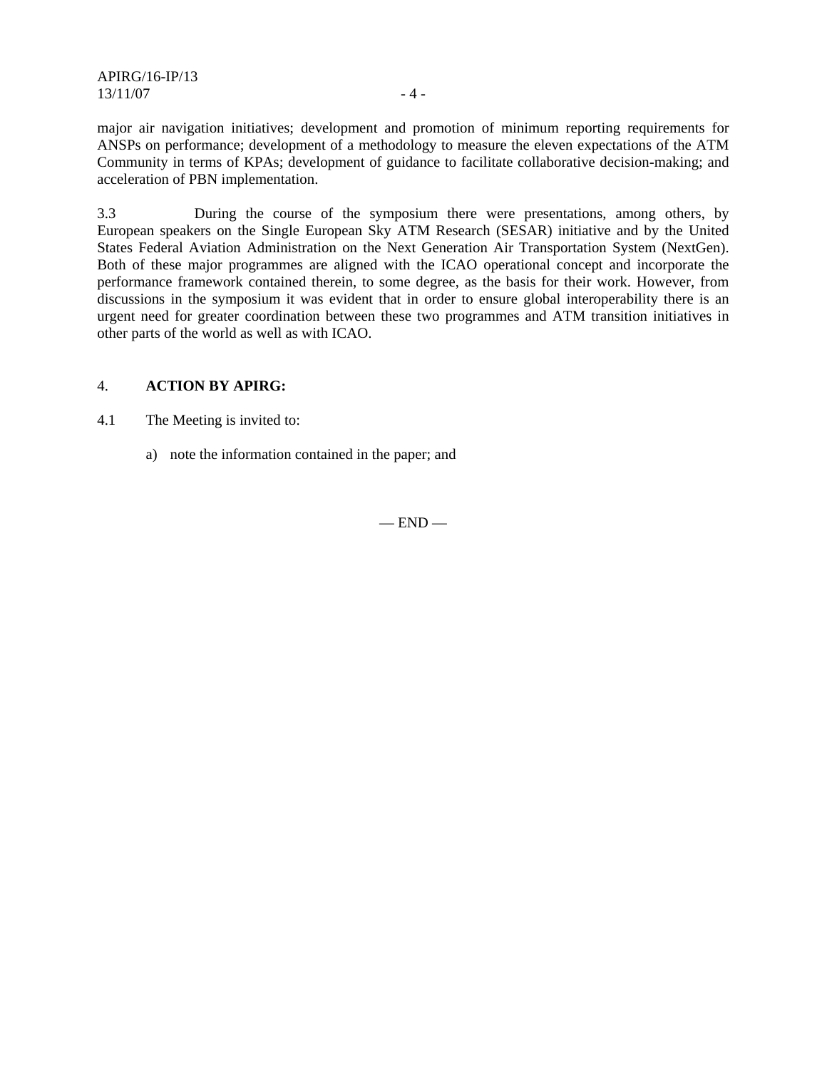major air navigation initiatives; development and promotion of minimum reporting requirements for ANSPs on performance; development of a methodology to measure the eleven expectations of the ATM Community in terms of KPAs; development of guidance to facilitate collaborative decision-making; and acceleration of PBN implementation.

3.3 During the course of the symposium there were presentations, among others, by European speakers on the Single European Sky ATM Research (SESAR) initiative and by the United States Federal Aviation Administration on the Next Generation Air Transportation System (NextGen). Both of these major programmes are aligned with the ICAO operational concept and incorporate the performance framework contained therein, to some degree, as the basis for their work. However, from discussions in the symposium it was evident that in order to ensure global interoperability there is an urgent need for greater coordination between these two programmes and ATM transition initiatives in other parts of the world as well as with ICAO.

## 4. **ACTION BY APIRG:**

4.1 The Meeting is invited to:

a) note the information contained in the paper; and

— END —